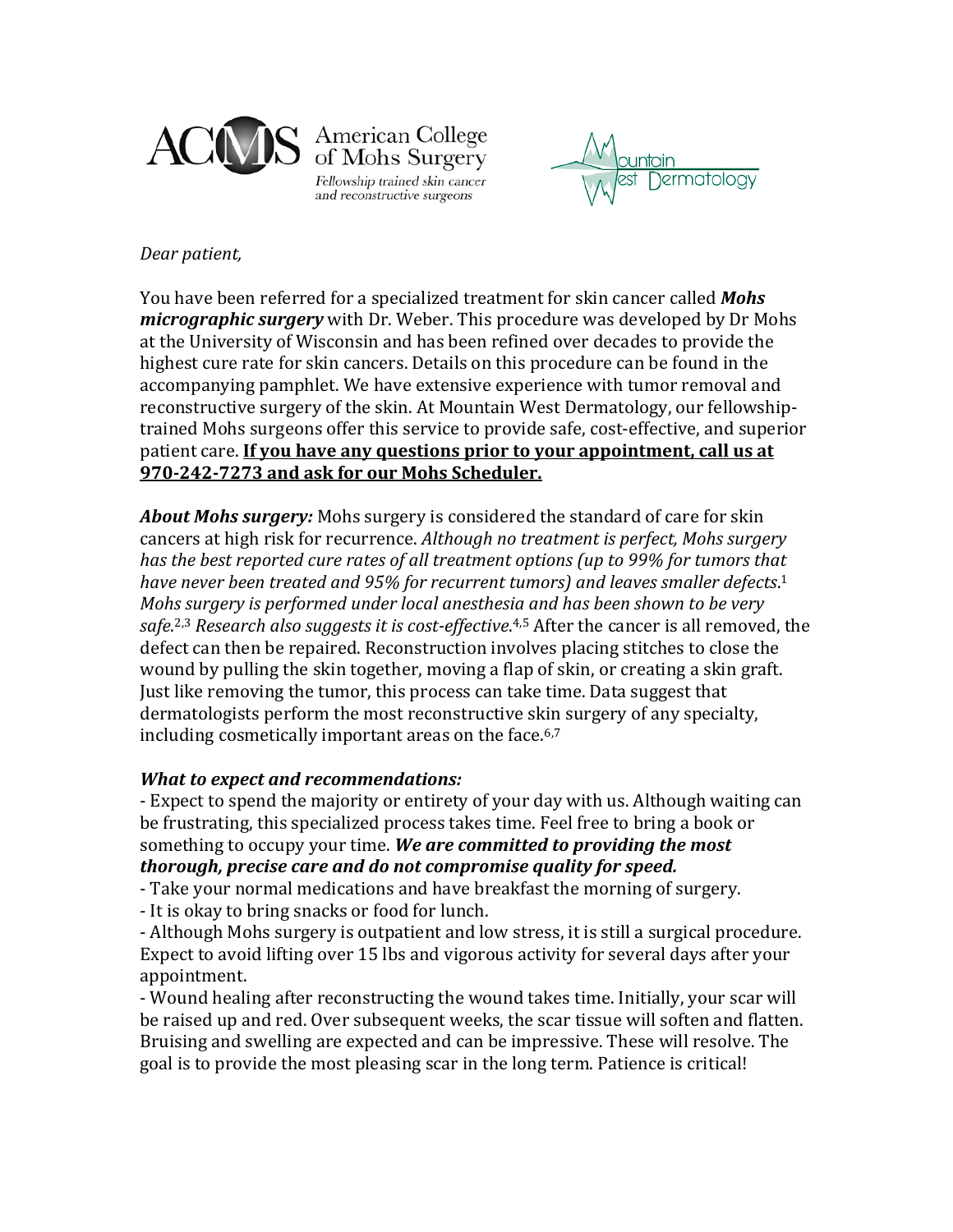American College of Mohs Surgery
*Fellowship trained skin cancer and reconstructive surgeons*

Mountain West Dermatology

*Dear patient,*

You have been referred for a specialized treatment for skin cancer called ***Mohs micrographic surgery*** with Dr. Weber. This procedure was developed by Dr Mohs at the University of Wisconsin and has been refined over decades to provide the highest cure rate for skin cancers. Details on this procedure can be found in the accompanying pamphlet. We have extensive experience with tumor removal and reconstructive surgery of the skin. At Mountain West Dermatology, our fellowship-trained Mohs surgeons offer this service to provide safe, cost-effective, and superior patient care. <u>**If you have any questions prior to your appointment, call us at 970-242-7273 and ask for our Mohs Scheduler.**</u>

***About Mohs surgery:*** Mohs surgery is considered the standard of care for skin cancers at high risk for recurrence. *Although no treatment is perfect, Mohs surgery has the best reported cure rates of all treatment options (up to 99% for tumors that have never been treated and 95% for recurrent tumors) and leaves smaller defects.*[1] *Mohs surgery is performed under local anesthesia and has been shown to be very safe.*[2,3] *Research also suggests it is cost-effective.*[4,5] After the cancer is all removed, the defect can then be repaired. Reconstruction involves placing stitches to close the wound by pulling the skin together, moving a flap of skin, or creating a skin graft. Just like removing the tumor, this process can take time. Data suggest that dermatologists perform the most reconstructive skin surgery of any specialty, including cosmetically important areas on the face.[6,7]

***What to expect and recommendations:***

- Expect to spend the majority or entirety of your day with us. Although waiting can be frustrating, this specialized process takes time. Feel free to bring a book or something to occupy your time. ***We are committed to providing the most thorough, precise care and do not compromise quality for speed.***
- Take your normal medications and have breakfast the morning of surgery.
- It is okay to bring snacks or food for lunch.
- Although Mohs surgery is outpatient and low stress, it is still a surgical procedure. Expect to avoid lifting over 15 lbs and vigorous activity for several days after your appointment.
- Wound healing after reconstructing the wound takes time. Initially, your scar will be raised up and red. Over subsequent weeks, the scar tissue will soften and flatten. Bruising and swelling are expected and can be impressive. These will resolve. The goal is to provide the most pleasing scar in the long term. Patience is critical!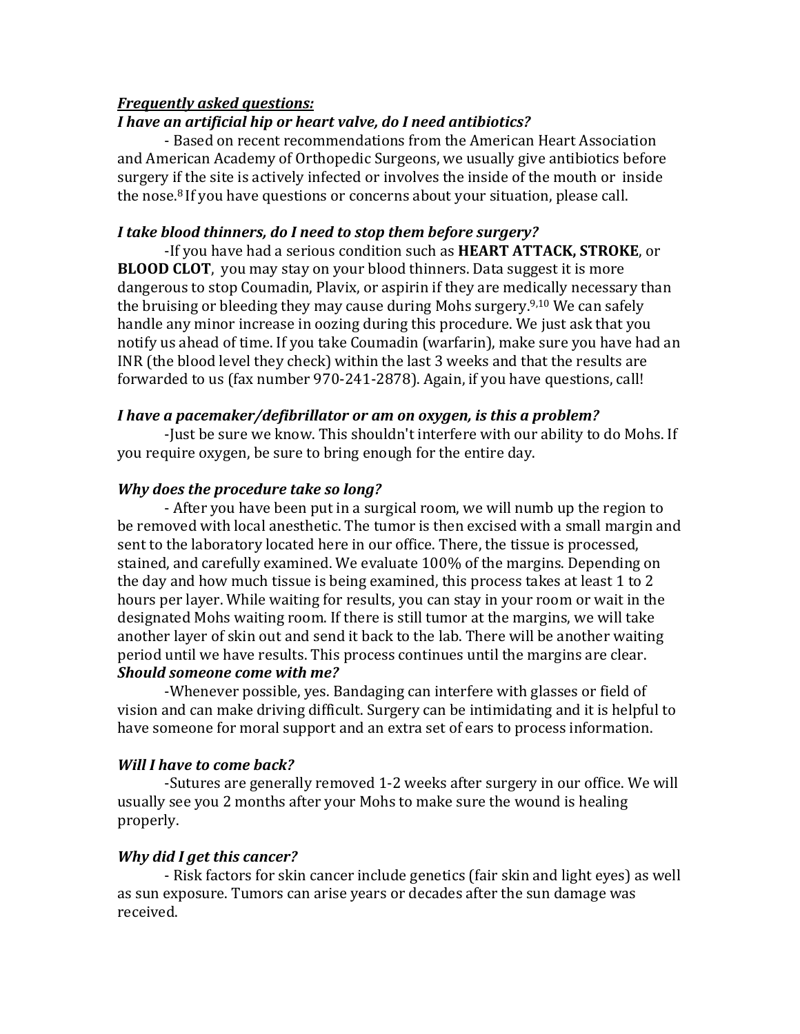***Frequently asked questions:***

***I have an artificial hip or heart valve, do I need antibiotics?***

- Based on recent recommendations from the American Heart Association and American Academy of Orthopedic Surgeons, we usually give antibiotics before surgery if the site is actively infected or involves the inside of the mouth or inside the nose.[8] If you have questions or concerns about your situation, please call.

***I take blood thinners, do I need to stop them before surgery?***

-If you have had a serious condition such as **HEART ATTACK, STROKE**, or **BLOOD CLOT**, you may stay on your blood thinners. Data suggest it is more dangerous to stop Coumadin, Plavix, or aspirin if they are medically necessary than the bruising or bleeding they may cause during Mohs surgery.[9,10] We can safely handle any minor increase in oozing during this procedure. We just ask that you notify us ahead of time. If you take Coumadin (warfarin), make sure you have had an INR (the blood level they check) within the last 3 weeks and that the results are forwarded to us (fax number 970-241-2878). Again, if you have questions, call!

***I have a pacemaker/defibrillator or am on oxygen, is this a problem?***

-Just be sure we know. This shouldn't interfere with our ability to do Mohs. If you require oxygen, be sure to bring enough for the entire day.

***Why does the procedure take so long?***

- After you have been put in a surgical room, we will numb up the region to be removed with local anesthetic. The tumor is then excised with a small margin and sent to the laboratory located here in our office. There, the tissue is processed, stained, and carefully examined. We evaluate 100% of the margins. Depending on the day and how much tissue is being examined, this process takes at least 1 to 2 hours per layer. While waiting for results, you can stay in your room or wait in the designated Mohs waiting room. If there is still tumor at the margins, we will take another layer of skin out and send it back to the lab. There will be another waiting period until we have results. This process continues until the margins are clear.

***Should someone come with me?***

-Whenever possible, yes. Bandaging can interfere with glasses or field of vision and can make driving difficult. Surgery can be intimidating and it is helpful to have someone for moral support and an extra set of ears to process information.

***Will I have to come back?***

-Sutures are generally removed 1-2 weeks after surgery in our office. We will usually see you 2 months after your Mohs to make sure the wound is healing properly.

***Why did I get this cancer?***

- Risk factors for skin cancer include genetics (fair skin and light eyes) as well as sun exposure. Tumors can arise years or decades after the sun damage was received.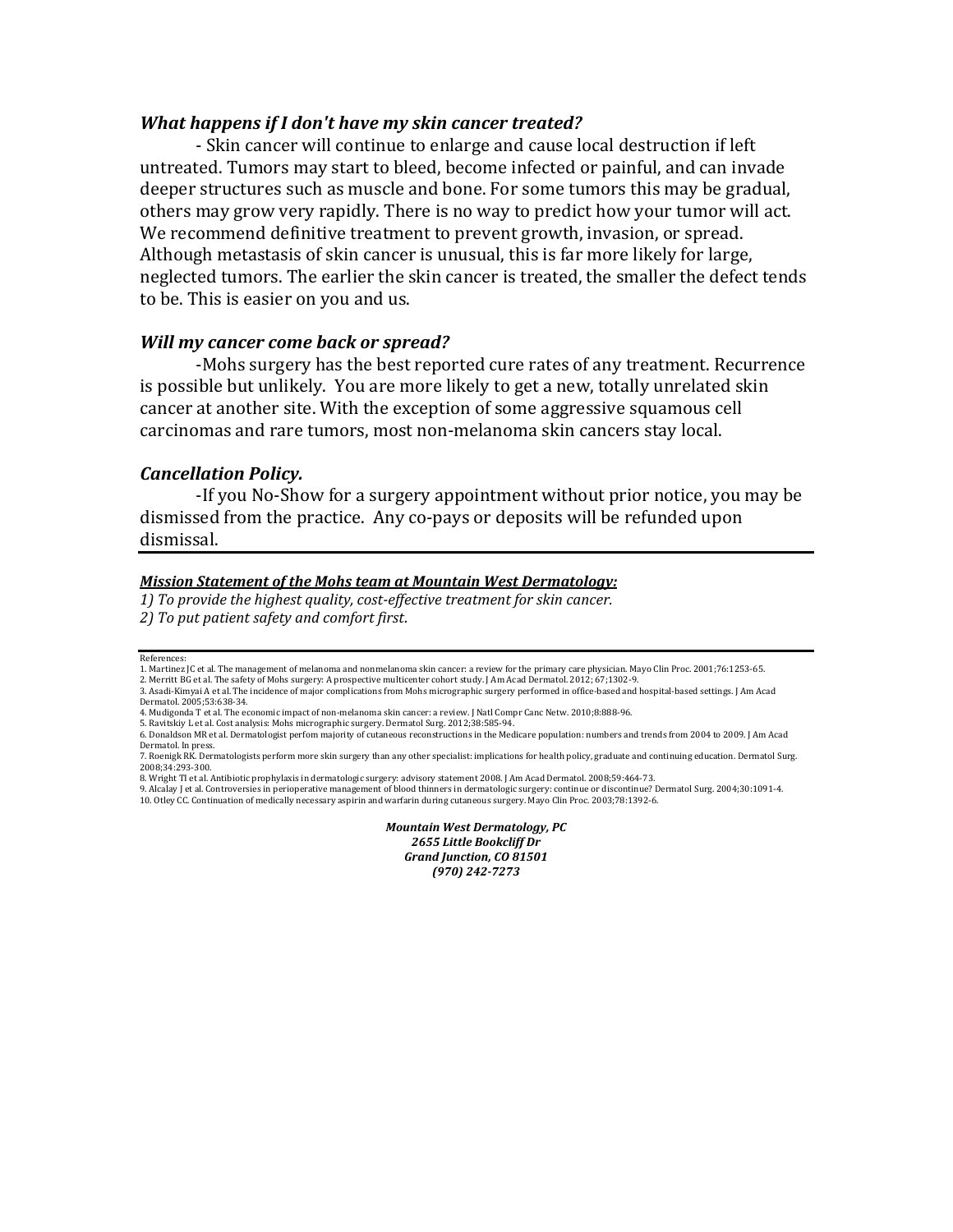### *What happens if I don't have my skin cancer treated?*

- Skin cancer will continue to enlarge and cause local destruction if left untreated. Tumors may start to bleed, become infected or painful, and can invade deeper structures such as muscle and bone. For some tumors this may be gradual, others may grow very rapidly. There is no way to predict how your tumor will act. We recommend definitive treatment to prevent growth, invasion, or spread. Although metastasis of skin cancer is unusual, this is far more likely for large, neglected tumors. The earlier the skin cancer is treated, the smaller the defect tends to be. This is easier on you and us.

### *Will my cancer come back or spread?*

-Mohs surgery has the best reported cure rates of any treatment. Recurrence is possible but unlikely. You are more likely to get a new, totally unrelated skin cancer at another site. With the exception of some aggressive squamous cell carcinomas and rare tumors, most non-melanoma skin cancers stay local.

### *Cancellation Policy.*

-If you No-Show for a surgery appointment without prior notice, you may be dismissed from the practice. Any co-pays or deposits will be refunded upon dismissal.

---

***Mission Statement of the Mohs team at Mountain West Dermatology:***

*1) To provide the highest quality, cost-effective treatment for skin cancer.*
*2) To put patient safety and comfort first.*

---

References:

1. Martinez JC et al. The management of melanoma and nonmelanoma skin cancer: a review for the primary care physician. Mayo Clin Proc. 2001;76:1253-65.
2. Merritt BG et al. The safety of Mohs surgery: A prospective multicenter cohort study. J Am Acad Dermatol. 2012; 67;1302-9.
3. Asadi-Kimyai A et al. The incidence of major complications from Mohs micrographic surgery performed in office-based and hospital-based settings. J Am Acad Dermatol. 2005;53:638-34.
4. Mudigonda T et al. The economic impact of non-melanoma skin cancer: a review. J Natl Compr Canc Netw. 2010;8:888-96.
5. Ravitskiy L et al. Cost analysis: Mohs micrographic surgery. Dermatol Surg. 2012;38:585-94.
6. Donaldson MR et al. Dermatologist perfom majority of cutaneous reconstructions in the Medicare population: numbers and trends from 2004 to 2009. J Am Acad Dermatol. In press.
7. Roenigk RK. Dermatologists perform more skin surgery than any other specialist: implications for health policy, graduate and continuing education. Dermatol Surg. 2008;34:293-300.
8. Wright TI et al. Antibiotic prophylaxis in dermatologic surgery: advisory statement 2008. J Am Acad Dermatol. 2008;59:464-73.
9. Alcalay J et al. Controversies in perioperative management of blood thinners in dermatologic surgery: continue or discontinue? Dermatol Surg. 2004;30:1091-4.
10. Otley CC. Continuation of medically necessary aspirin and warfarin during cutaneous surgery. Mayo Clin Proc. 2003;78:1392-6.

***Mountain West Dermatology, PC***
***2655 Little Bookcliff Dr***
***Grand Junction, CO 81501***
***(970) 242-7273***